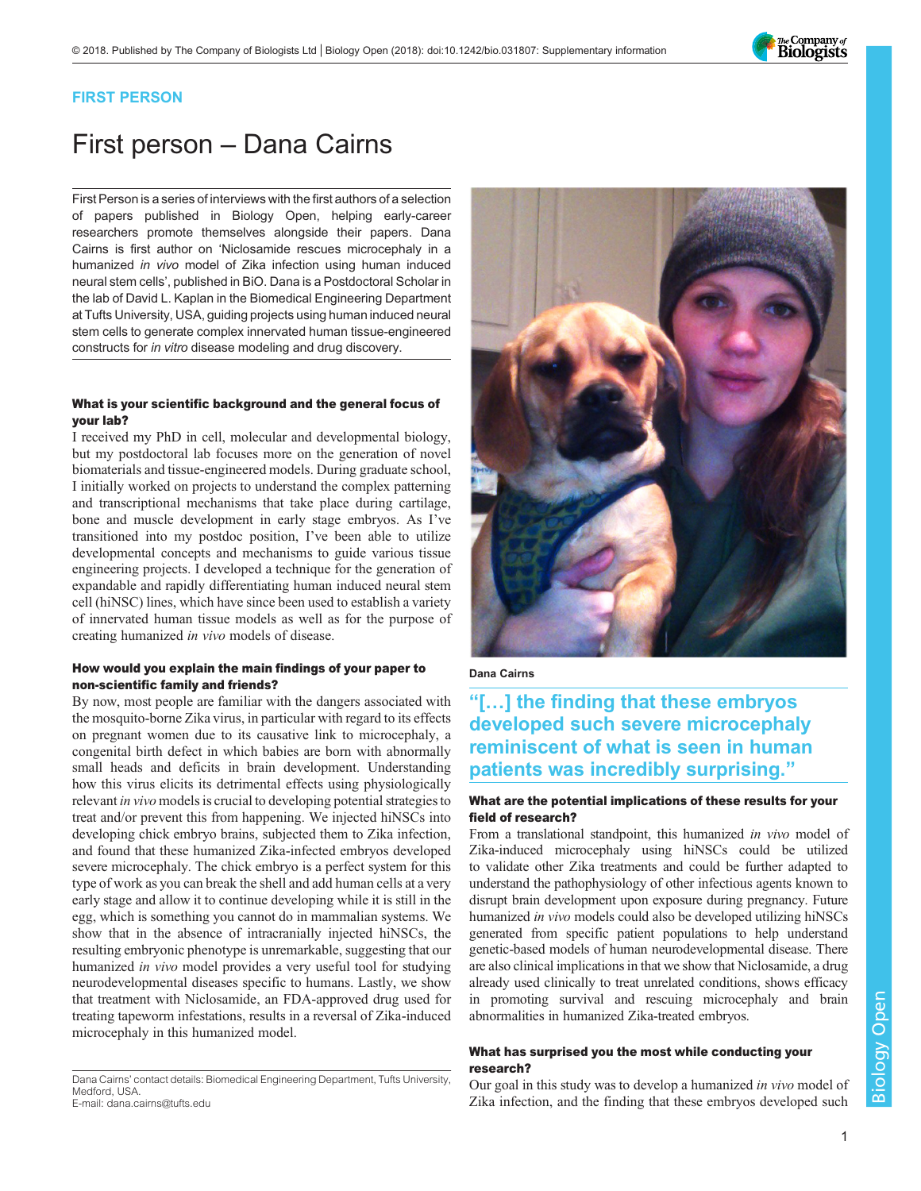## FIRST PERSON

# First person – Dana Cairns

First Person is a series of interviews with the first authors of a selection of papers published in Biology Open, helping early-career researchers promote themselves alongside their papers. Dana Cairns is first author on 'Niclosamide rescues microcephaly in a humanized *in vivo* model of Zika infection using human induced neural stem cells', published in BiO. Dana is a Postdoctoral Scholar in the lab of David L. Kaplan in the Biomedical Engineering Department at Tufts University, USA, guiding projects using human induced neural stem cells to generate complex innervated human tissue-engineered constructs for *in vitro* disease modeling and drug discovery.

### What is your scientific background and the general focus of your lab?

I received my PhD in cell, molecular and developmental biology, but my postdoctoral lab focuses more on the generation of novel biomaterials and tissue-engineered models. During graduate school, I initially worked on projects to understand the complex patterning and transcriptional mechanisms that take place during cartilage, bone and muscle development in early stage embryos. As I've transitioned into my postdoc position, I've been able to utilize developmental concepts and mechanisms to guide various tissue engineering projects. I developed a technique for the generation of expandable and rapidly differentiating human induced neural stem cell (hiNSC) lines, which have since been used to establish a variety of innervated human tissue models as well as for the purpose of creating humanized *in vivo* models of disease.

### How would you explain the main findings of your paper to non-scientific family and friends?

By now, most people are familiar with the dangers associated with the mosquito-borne Zika virus, in particular with regard to its effects on pregnant women due to its causative link to microcephaly, a congenital birth defect in which babies are born with abnormally small heads and deficits in brain development. Understanding how this virus elicits its detrimental effects using physiologically relevant *in vivo* models is crucial to developing potential strategies to treat and/or prevent this from happening. We injected hiNSCs into developing chick embryo brains, subjected them to Zika infection, and found that these humanized Zika-infected embryos developed severe microcephaly. The chick embryo is a perfect system for this type of work as you can break the shell and add human cells at a very early stage and allow it to continue developing while it is still in the egg, which is something you cannot do in mammalian systems. We show that in the absence of intracranially injected hiNSCs, the resulting embryonic phenotype is unremarkable, suggesting that our humanized *in vivo* model provides a very useful tool for studying neurodevelopmental diseases specific to humans. Lastly, we show that treatment with Niclosamide, an FDA-approved drug used for treating tapeworm infestations, results in a reversal of Zika-induced microcephaly in this humanized model.

Dana Cairns' contact details: Biomedical Engineering Department, Tufts University, Medford, USA.
E-mail: dana.cairns@tufts.edu

Dana Cairns

> "[…] the finding that these embryos developed such severe microcephaly reminiscent of what is seen in human patients was incredibly surprising."

### What are the potential implications of these results for your field of research?

From a translational standpoint, this humanized *in vivo* model of Zika-induced microcephaly using hiNSCs could be utilized to validate other Zika treatments and could be further adapted to understand the pathophysiology of other infectious agents known to disrupt brain development upon exposure during pregnancy. Future humanized *in vivo* models could also be developed utilizing hiNSCs generated from specific patient populations to help understand genetic-based models of human neurodevelopmental disease. There are also clinical implications in that we show that Niclosamide, a drug already used clinically to treat unrelated conditions, shows efficacy in promoting survival and rescuing microcephaly and brain abnormalities in humanized Zika-treated embryos.

### What has surprised you the most while conducting your research?

Our goal in this study was to develop a humanized *in vivo* model of Zika infection, and the finding that these embryos developed such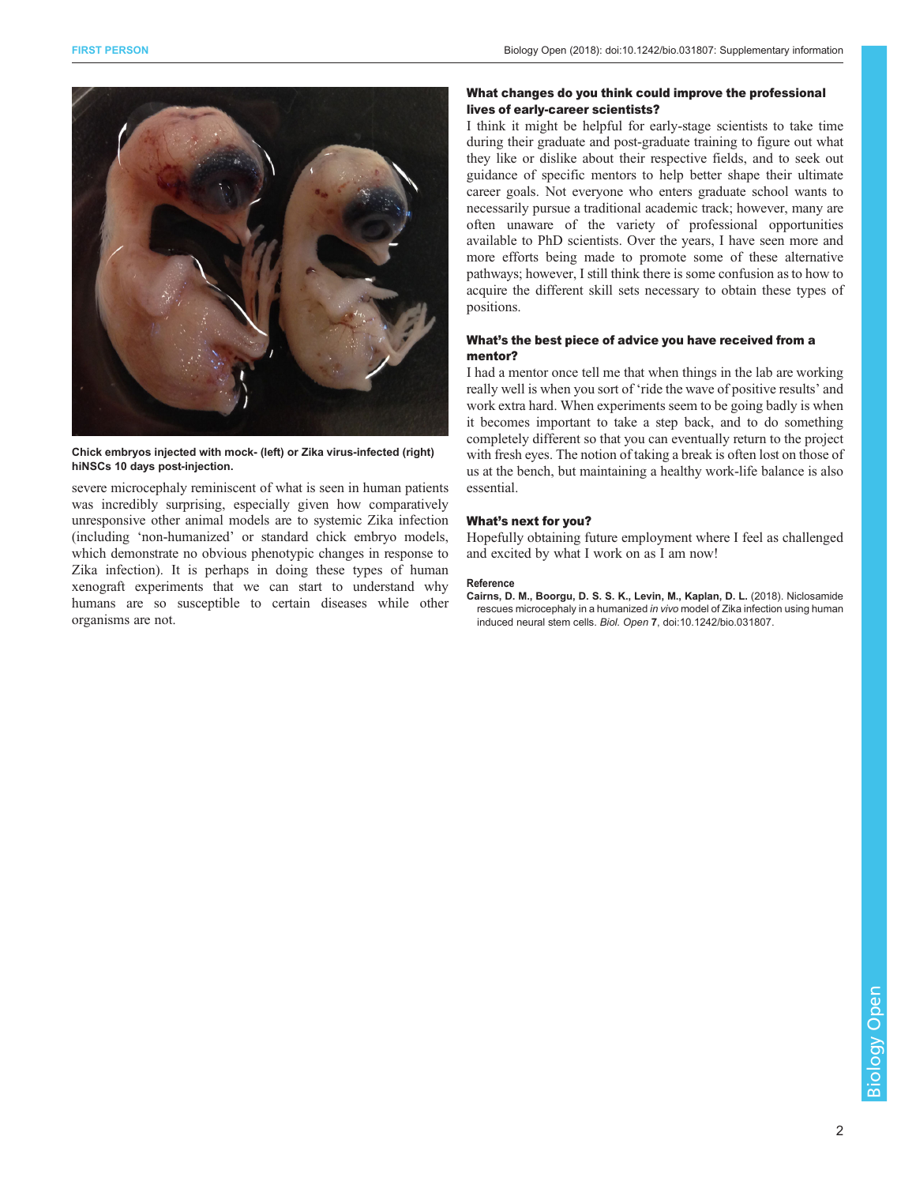Chick embryos injected with mock- (left) or Zika virus-infected (right) hiNSCs 10 days post-injection.

severe microcephaly reminiscent of what is seen in human patients was incredibly surprising, especially given how comparatively unresponsive other animal models are to systemic Zika infection (including 'non-humanized' or standard chick embryo models, which demonstrate no obvious phenotypic changes in response to Zika infection). It is perhaps in doing these types of human xenograft experiments that we can start to understand why humans are so susceptible to certain diseases while other organisms are not.

### What changes do you think could improve the professional lives of early-career scientists?

I think it might be helpful for early-stage scientists to take time during their graduate and post-graduate training to figure out what they like or dislike about their respective fields, and to seek out guidance of specific mentors to help better shape their ultimate career goals. Not everyone who enters graduate school wants to necessarily pursue a traditional academic track; however, many are often unaware of the variety of professional opportunities available to PhD scientists. Over the years, I have seen more and more efforts being made to promote some of these alternative pathways; however, I still think there is some confusion as to how to acquire the different skill sets necessary to obtain these types of positions.

### What's the best piece of advice you have received from a mentor?

I had a mentor once tell me that when things in the lab are working really well is when you sort of 'ride the wave of positive results' and work extra hard. When experiments seem to be going badly is when it becomes important to take a step back, and to do something completely different so that you can eventually return to the project with fresh eyes. The notion of taking a break is often lost on those of us at the bench, but maintaining a healthy work-life balance is also essential.

### What's next for you?

Hopefully obtaining future employment where I feel as challenged and excited by what I work on as I am now!

#### Reference

**Cairns, D. M., Boorgu, D. S. S. K., Levin, M., Kaplan, D. L.** (2018). Niclosamide rescues microcephaly in a humanized *in vivo* model of Zika infection using human induced neural stem cells. *Biol. Open* **7**, doi:10.1242/bio.031807.